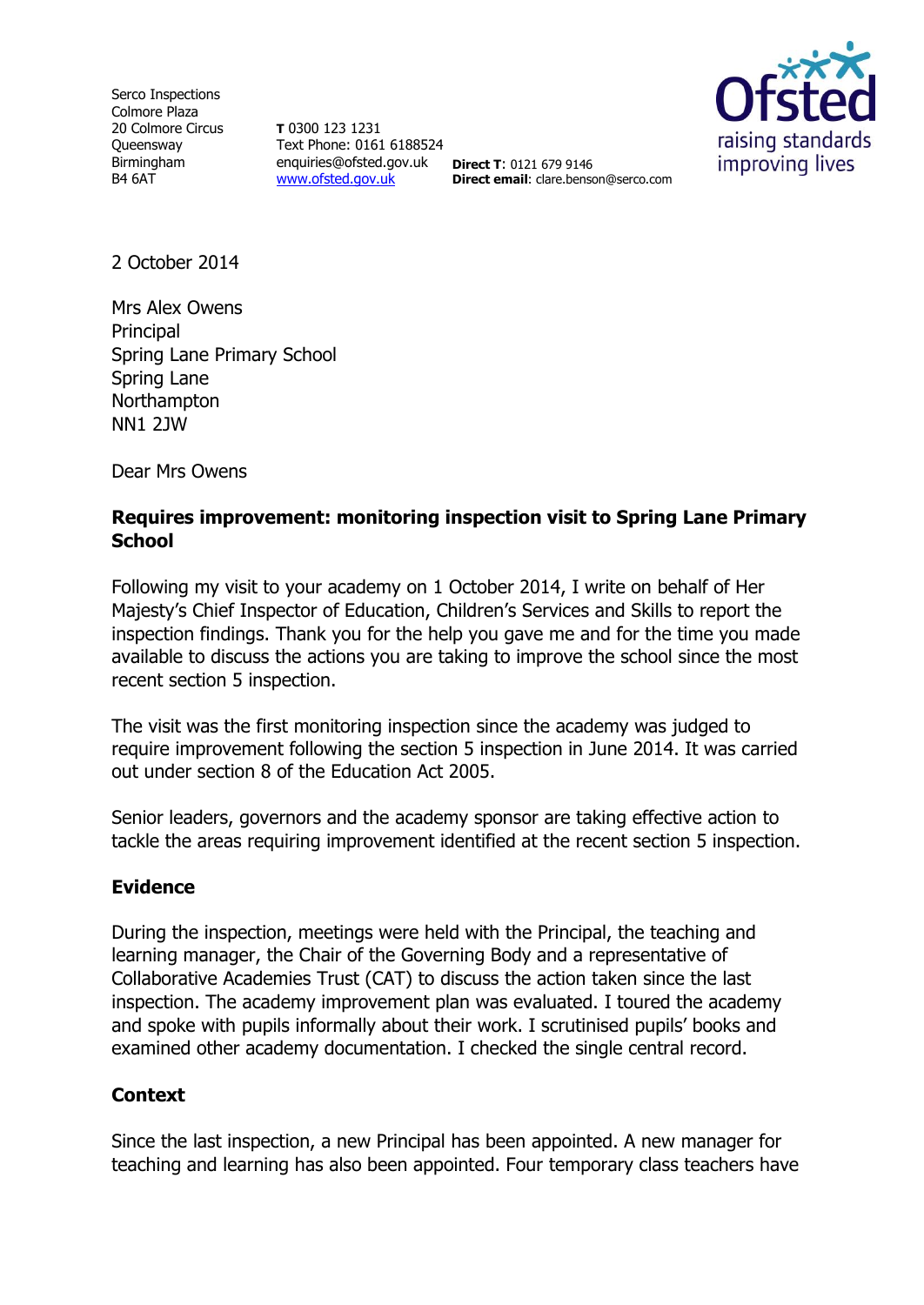Serco Inspections
Colmore Plaza
20 Colmore Circus
Queensway
Birmingham
B4 6AT

**T** 0300 123 1231
Text Phone: 0161 6188524
enquiries@ofsted.gov.uk
www.ofsted.gov.uk

**Direct T**: 0121 679 9146
**Direct email**: clare.benson@serco.com

Ofsted
raising standards
improving lives

2 October 2014

Mrs Alex Owens
Principal
Spring Lane Primary School
Spring Lane
Northampton
NN1 2JW

Dear Mrs Owens

**Requires improvement: monitoring inspection visit to Spring Lane Primary School**

Following my visit to your academy on 1 October 2014, I write on behalf of Her Majesty's Chief Inspector of Education, Children's Services and Skills to report the inspection findings. Thank you for the help you gave me and for the time you made available to discuss the actions you are taking to improve the school since the most recent section 5 inspection.

The visit was the first monitoring inspection since the academy was judged to require improvement following the section 5 inspection in June 2014. It was carried out under section 8 of the Education Act 2005.

Senior leaders, governors and the academy sponsor are taking effective action to tackle the areas requiring improvement identified at the recent section 5 inspection.

## Evidence

During the inspection, meetings were held with the Principal, the teaching and learning manager, the Chair of the Governing Body and a representative of Collaborative Academies Trust (CAT) to discuss the action taken since the last inspection. The academy improvement plan was evaluated. I toured the academy and spoke with pupils informally about their work. I scrutinised pupils' books and examined other academy documentation. I checked the single central record.

## Context

Since the last inspection, a new Principal has been appointed. A new manager for teaching and learning has also been appointed. Four temporary class teachers have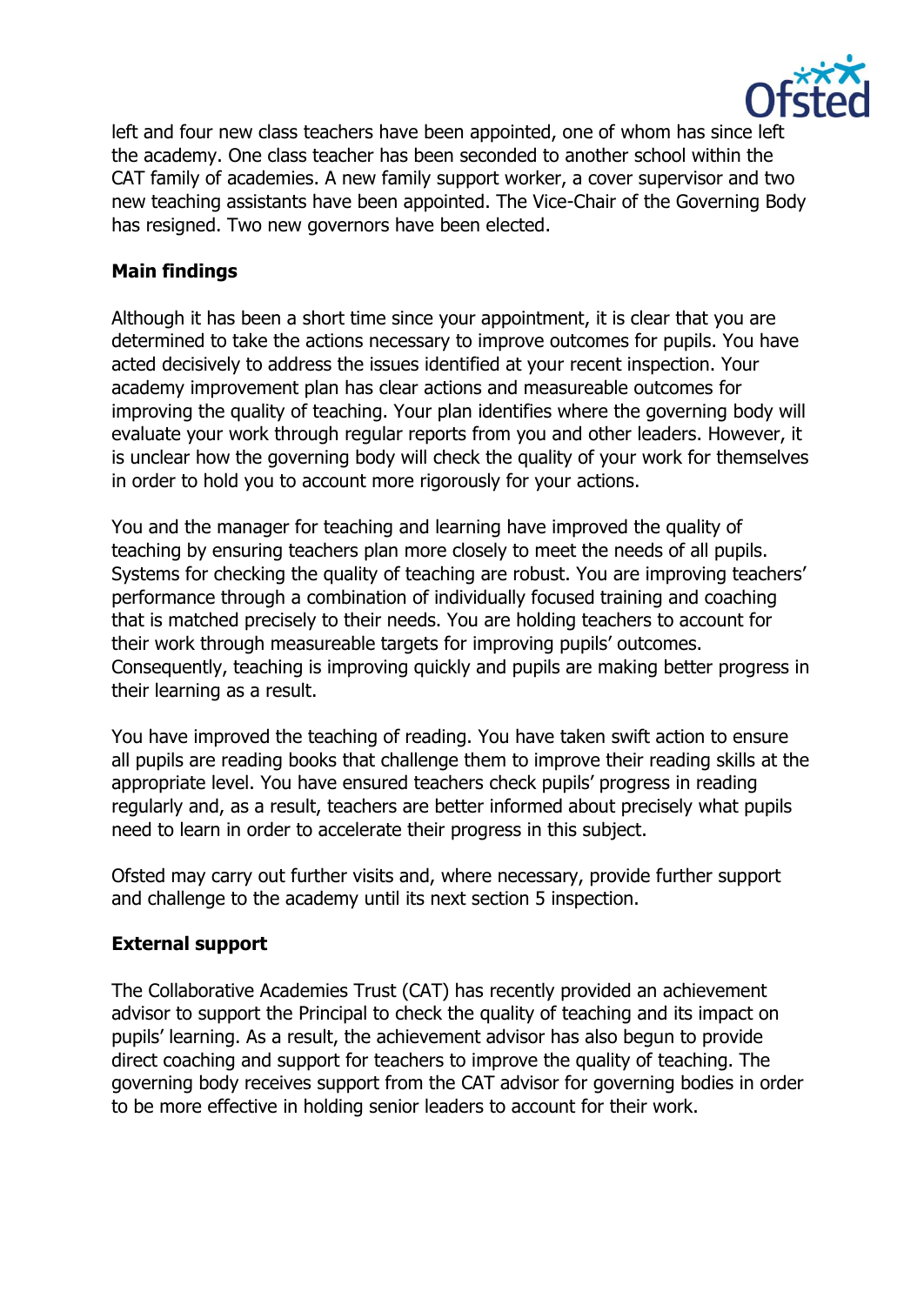left and four new class teachers have been appointed, one of whom has since left the academy. One class teacher has been seconded to another school within the CAT family of academies. A new family support worker, a cover supervisor and two new teaching assistants have been appointed. The Vice-Chair of the Governing Body has resigned. Two new governors have been elected.

## Main findings

Although it has been a short time since your appointment, it is clear that you are determined to take the actions necessary to improve outcomes for pupils. You have acted decisively to address the issues identified at your recent inspection. Your academy improvement plan has clear actions and measureable outcomes for improving the quality of teaching. Your plan identifies where the governing body will evaluate your work through regular reports from you and other leaders. However, it is unclear how the governing body will check the quality of your work for themselves in order to hold you to account more rigorously for your actions.

You and the manager for teaching and learning have improved the quality of teaching by ensuring teachers plan more closely to meet the needs of all pupils. Systems for checking the quality of teaching are robust. You are improving teachers' performance through a combination of individually focused training and coaching that is matched precisely to their needs. You are holding teachers to account for their work through measureable targets for improving pupils' outcomes. Consequently, teaching is improving quickly and pupils are making better progress in their learning as a result.

You have improved the teaching of reading. You have taken swift action to ensure all pupils are reading books that challenge them to improve their reading skills at the appropriate level. You have ensured teachers check pupils' progress in reading regularly and, as a result, teachers are better informed about precisely what pupils need to learn in order to accelerate their progress in this subject.

Ofsted may carry out further visits and, where necessary, provide further support and challenge to the academy until its next section 5 inspection.

## External support

The Collaborative Academies Trust (CAT) has recently provided an achievement advisor to support the Principal to check the quality of teaching and its impact on pupils' learning. As a result, the achievement advisor has also begun to provide direct coaching and support for teachers to improve the quality of teaching. The governing body receives support from the CAT advisor for governing bodies in order to be more effective in holding senior leaders to account for their work.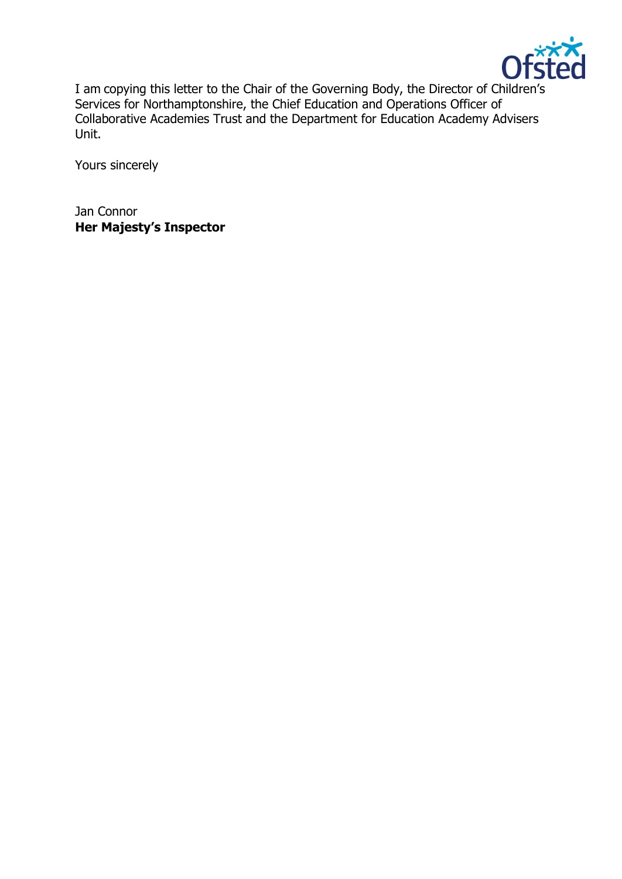I am copying this letter to the Chair of the Governing Body, the Director of Children's Services for Northamptonshire, the Chief Education and Operations Officer of Collaborative Academies Trust and the Department for Education Academy Advisers Unit.

Yours sincerely

Jan Connor
**Her Majesty's Inspector**